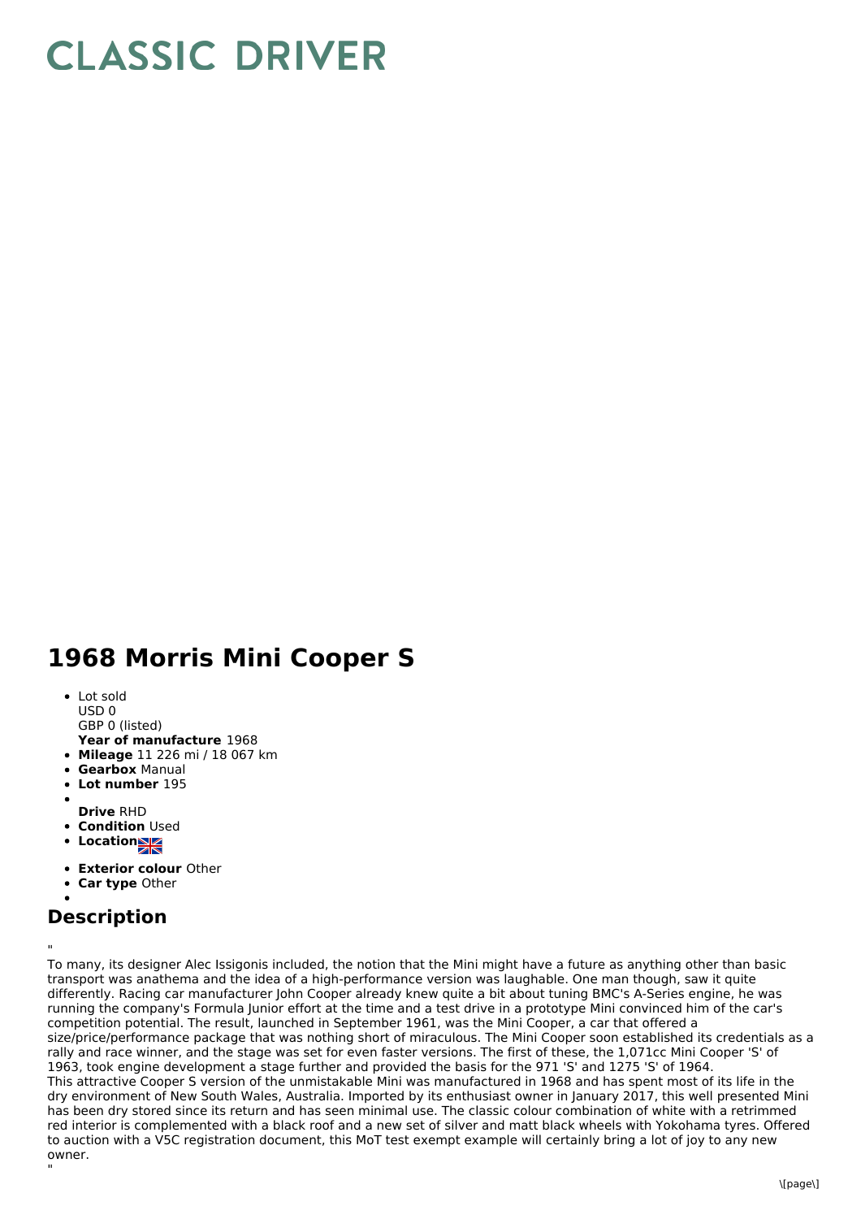# CLASSIC DRIVER

# 1968 Morris Mini Cooper S

- Lot sold  
  USD 0  
  GBP 0 (listed)  
  **Year of manufacture** 1968
- **Mileage** 11 226 mi / 18 067 km
- **Gearbox** Manual
- **Lot number** 195
- **Drive** RHD
- **Condition** Used
- **Location**
- **Exterior colour** Other
- **Car type** Other

## Description

"
To many, its designer Alec Issigonis included, the notion that the Mini might have a future as anything other than basic transport was anathema and the idea of a high-performance version was laughable. One man though, saw it quite differently. Racing car manufacturer John Cooper already knew quite a bit about tuning BMC's A-Series engine, he was running the company's Formula Junior effort at the time and a test drive in a prototype Mini convinced him of the car's competition potential. The result, launched in September 1961, was the Mini Cooper, a car that offered a size/price/performance package that was nothing short of miraculous. The Mini Cooper soon established its credentials as a rally and race winner, and the stage was set for even faster versions. The first of these, the 1,071cc Mini Cooper 'S' of 1963, took engine development a stage further and provided the basis for the 971 'S' and 1275 'S' of 1964.
This attractive Cooper S version of the unmistakable Mini was manufactured in 1968 and has spent most of its life in the dry environment of New South Wales, Australia. Imported by its enthusiast owner in January 2017, this well presented Mini has been dry stored since its return and has seen minimal use. The classic colour combination of white with a retrimmed red interior is complemented with a black roof and a new set of silver and matt black wheels with Yokohama tyres. Offered to auction with a V5C registration document, this MoT test exempt example will certainly bring a lot of joy to any new owner.
"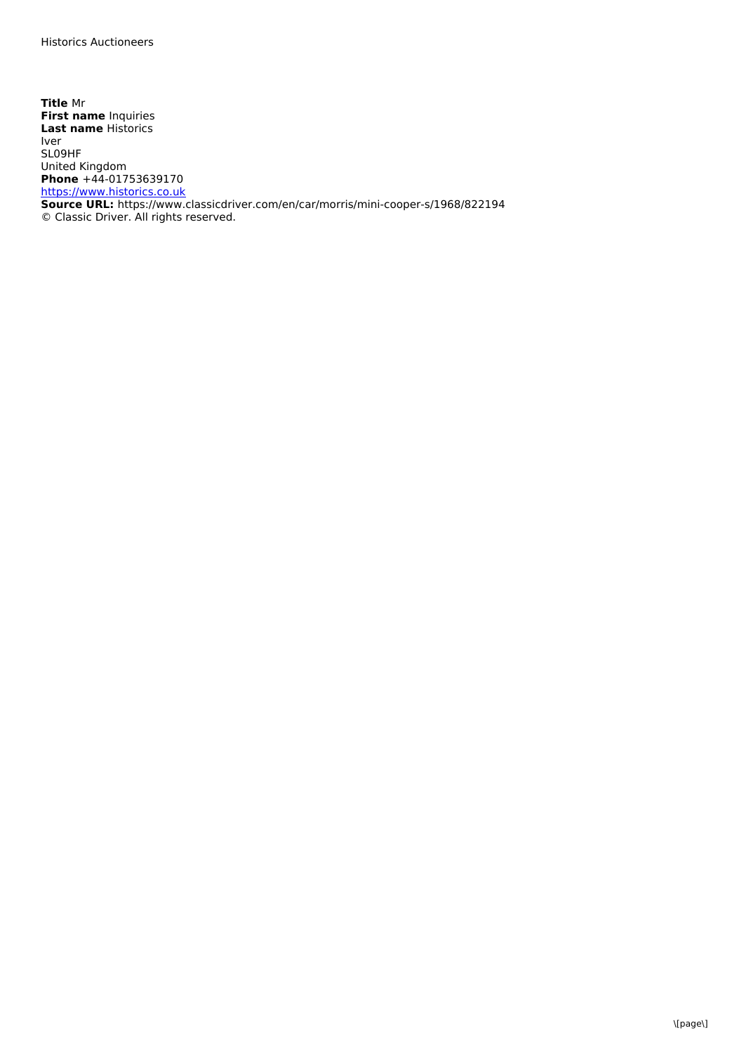Historics Auctioneers

**Title** Mr  
**First name** Inquiries  
**Last name** Historics  
Iver  
SL09HF  
United Kingdom  
**Phone** +44-01753639170  
https://www.historics.co.uk  
**Source URL:** https://www.classicdriver.com/en/car/morris/mini-cooper-s/1968/822194  
© Classic Driver. All rights reserved.